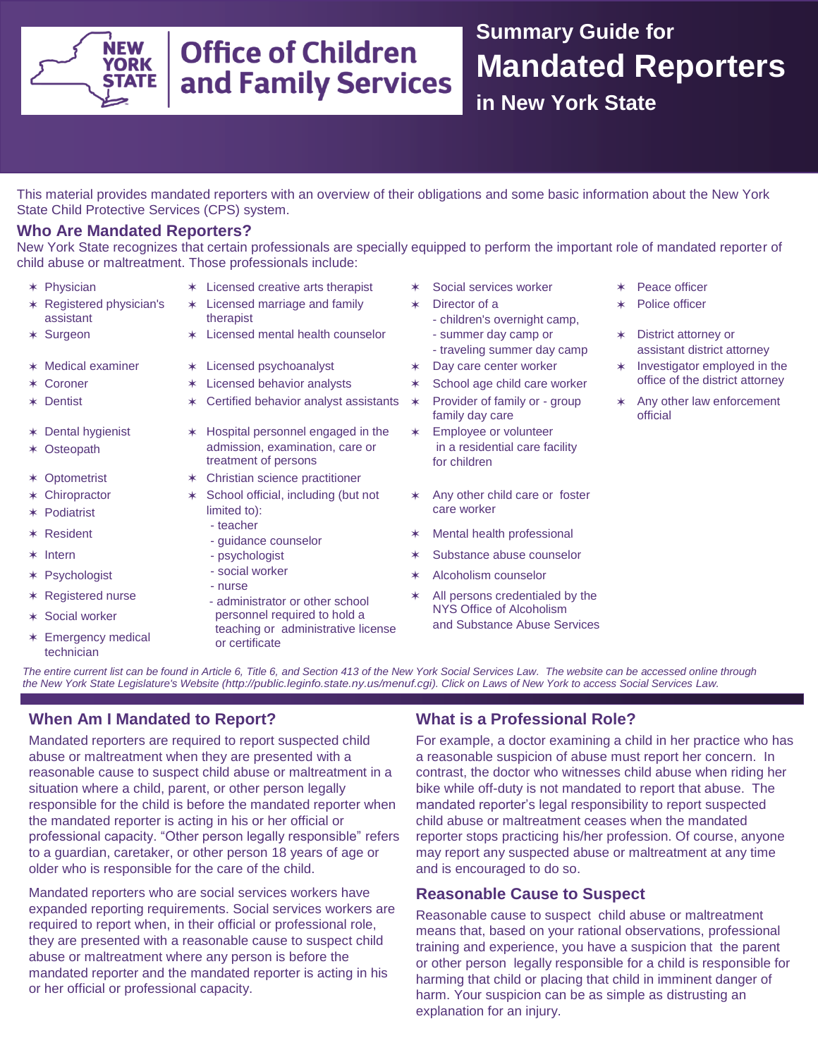# Summary Guide for Mandated Reporters in New York State

New York State Office of Children and Family Services

This material provides mandated reporters with an overview of their obligations and some basic information about the New York State Child Protective Services (CPS) system.

## Who Are Mandated Reporters?

New York State recognizes that certain professionals are specially equipped to perform the important role of mandated reporter of child abuse or maltreatment. Those professionals include:

- Physician
- Registered physician's assistant
- Surgeon
- Medical examiner
- Coroner
- Dentist
- Dental hygienist
- Osteopath
- Optometrist
- Chiropractor
- Podiatrist
- Resident
- Intern
- Psychologist
- Registered nurse
- Social worker
- Emergency medical technician
- Licensed creative arts therapist
- Licensed marriage and family therapist
- Licensed mental health counselor
- Licensed psychoanalyst
- Licensed behavior analysts
- Certified behavior analyst assistants
- Hospital personnel engaged in the admission, examination, care or treatment of persons
- Christian science practitioner
- School official, including (but not limited to):
  - teacher
  - guidance counselor
  - psychologist
  - social worker
  - nurse
  - administrator or other school personnel required to hold a teaching or administrative license or certificate
- Social services worker
- Director of a
  - children's overnight camp,
  - summer day camp or
  - traveling summer day camp
- Day care center worker
- School age child care worker
- Provider of family or - group family day care
- Employee or volunteer in a residential care facility for children
- Any other child care or foster care worker
- Mental health professional
- Substance abuse counselor
- Alcoholism counselor
- All persons credentialed by the NYS Office of Alcoholism and Substance Abuse Services
- Peace officer
- Police officer
- District attorney or assistant district attorney
- Investigator employed in the office of the district attorney
- Any other law enforcement official

*The entire current list can be found in Article 6, Title 6, and Section 413 of the New York Social Services Law. The website can be accessed online through the New York State Legislature's Website (http://public.leginfo.state.ny.us/menuf.cgi). Click on Laws of New York to access Social Services Law.*

## When Am I Mandated to Report?

Mandated reporters are required to report suspected child abuse or maltreatment when they are presented with a reasonable cause to suspect child abuse or maltreatment in a situation where a child, parent, or other person legally responsible for the child is before the mandated reporter when the mandated reporter is acting in his or her official or professional capacity. "Other person legally responsible" refers to a guardian, caretaker, or other person 18 years of age or older who is responsible for the care of the child.

Mandated reporters who are social services workers have expanded reporting requirements. Social services workers are required to report when, in their official or professional role, they are presented with a reasonable cause to suspect child abuse or maltreatment where any person is before the mandated reporter and the mandated reporter is acting in his or her official or professional capacity.

## What is a Professional Role?

For example, a doctor examining a child in her practice who has a reasonable suspicion of abuse must report her concern. In contrast, the doctor who witnesses child abuse when riding her bike while off-duty is not mandated to report that abuse. The mandated reporter's legal responsibility to report suspected child abuse or maltreatment ceases when the mandated reporter stops practicing his/her profession. Of course, anyone may report any suspected abuse or maltreatment at any time and is encouraged to do so.

## Reasonable Cause to Suspect

Reasonable cause to suspect child abuse or maltreatment means that, based on your rational observations, professional training and experience, you have a suspicion that the parent or other person legally responsible for a child is responsible for harming that child or placing that child in imminent danger of harm. Your suspicion can be as simple as distrusting an explanation for an injury.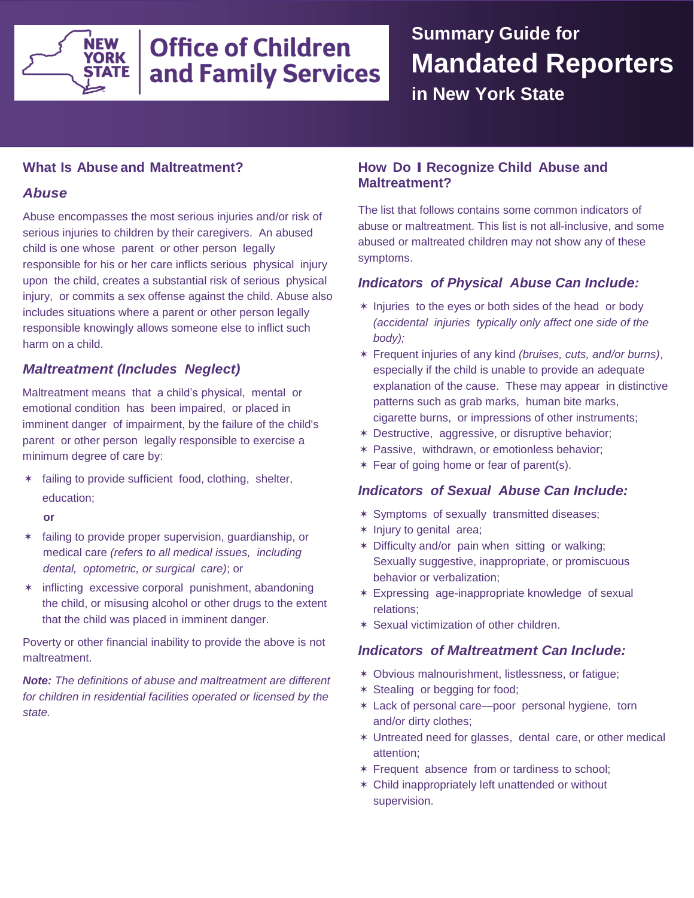# Summary Guide for Mandated Reporters in New York State

New York State Office of Children and Family Services

## What Is Abuse and Maltreatment?

### *Abuse*

Abuse encompasses the most serious injuries and/or risk of serious injuries to children by their caregivers. An abused child is one whose parent or other person legally responsible for his or her care inflicts serious physical injury upon the child, creates a substantial risk of serious physical injury, or commits a sex offense against the child. Abuse also includes situations where a parent or other person legally responsible knowingly allows someone else to inflict such harm on a child.

### *Maltreatment (Includes Neglect)*

Maltreatment means that a child's physical, mental or emotional condition has been impaired, or placed in imminent danger of impairment, by the failure of the child's parent or other person legally responsible to exercise a minimum degree of care by:

- failing to provide sufficient food, clothing, shelter, education;

  **or**

- failing to provide proper supervision, guardianship, or medical care *(refers to all medical issues, including dental, optometric, or surgical care)*; or
- inflicting excessive corporal punishment, abandoning the child, or misusing alcohol or other drugs to the extent that the child was placed in imminent danger.

Poverty or other financial inability to provide the above is not maltreatment.

***Note:*** *The definitions of abuse and maltreatment are different for children in residential facilities operated or licensed by the state.*

## How Do I Recognize Child Abuse and Maltreatment?

The list that follows contains some common indicators of abuse or maltreatment. This list is not all-inclusive, and some abused or maltreated children may not show any of these symptoms.

### *Indicators of Physical Abuse Can Include:*

- Injuries to the eyes or both sides of the head or body *(accidental injuries typically only affect one side of the body);*
- Frequent injuries of any kind *(bruises, cuts, and/or burns)*, especially if the child is unable to provide an adequate explanation of the cause. These may appear in distinctive patterns such as grab marks, human bite marks, cigarette burns, or impressions of other instruments;
- Destructive, aggressive, or disruptive behavior;
- Passive, withdrawn, or emotionless behavior;
- Fear of going home or fear of parent(s).

### *Indicators of Sexual Abuse Can Include:*

- Symptoms of sexually transmitted diseases;
- Injury to genital area;
- Difficulty and/or pain when sitting or walking; Sexually suggestive, inappropriate, or promiscuous behavior or verbalization;
- Expressing age-inappropriate knowledge of sexual relations;
- Sexual victimization of other children.

### *Indicators of Maltreatment Can Include:*

- Obvious malnourishment, listlessness, or fatigue;
- Stealing or begging for food;
- Lack of personal care—poor personal hygiene, torn and/or dirty clothes;
- Untreated need for glasses, dental care, or other medical attention;
- Frequent absence from or tardiness to school;
- Child inappropriately left unattended or without supervision.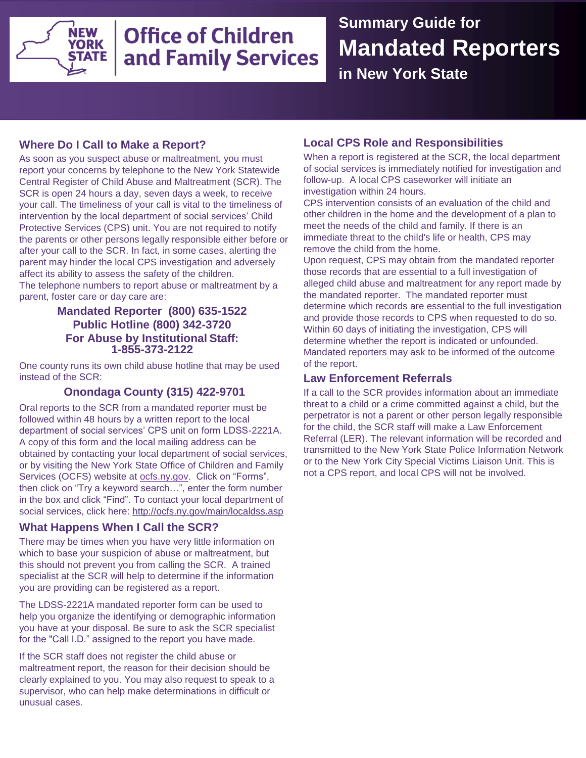# Summary Guide for Mandated Reporters in New York State

New York State Office of Children and Family Services

## Where Do I Call to Make a Report?

As soon as you suspect abuse or maltreatment, you must report your concerns by telephone to the New York Statewide Central Register of Child Abuse and Maltreatment (SCR). The SCR is open 24 hours a day, seven days a week, to receive your call. The timeliness of your call is vital to the timeliness of intervention by the local department of social services' Child Protective Services (CPS) unit. You are not required to notify the parents or other persons legally responsible either before or after your call to the SCR. In fact, in some cases, alerting the parent may hinder the local CPS investigation and adversely affect its ability to assess the safety of the children.

The telephone numbers to report abuse or maltreatment by a parent, foster care or day care are:

**Mandated Reporter (800) 635-1522**
**Public Hotline (800) 342-3720**
**For Abuse by Institutional Staff: 1-855-373-2122**

One county runs its own child abuse hotline that may be used instead of the SCR:

**Onondaga County (315) 422-9701**

Oral reports to the SCR from a mandated reporter must be followed within 48 hours by a written report to the local department of social services' CPS unit on form LDSS-2221A. A copy of this form and the local mailing address can be obtained by contacting your local department of social services, or by visiting the New York State Office of Children and Family Services (OCFS) website at ocfs.ny.gov. Click on "Forms", then click on "Try a keyword search…", enter the form number in the box and click "Find". To contact your local department of social services, click here: http://ocfs.ny.gov/main/localdss.asp

## What Happens When I Call the SCR?

There may be times when you have very little information on which to base your suspicion of abuse or maltreatment, but this should not prevent you from calling the SCR. A trained specialist at the SCR will help to determine if the information you are providing can be registered as a report.

The LDSS-2221A mandated reporter form can be used to help you organize the identifying or demographic information you have at your disposal. Be sure to ask the SCR specialist for the "Call I.D." assigned to the report you have made.

If the SCR staff does not register the child abuse or maltreatment report, the reason for their decision should be clearly explained to you. You may also request to speak to a supervisor, who can help make determinations in difficult or unusual cases.

## Local CPS Role and Responsibilities

When a report is registered at the SCR, the local department of social services is immediately notified for investigation and follow-up. A local CPS caseworker will initiate an investigation within 24 hours.

CPS intervention consists of an evaluation of the child and other children in the home and the development of a plan to meet the needs of the child and family. If there is an immediate threat to the child's life or health, CPS may remove the child from the home.

Upon request, CPS may obtain from the mandated reporter those records that are essential to a full investigation of alleged child abuse and maltreatment for any report made by the mandated reporter. The mandated reporter must determine which records are essential to the full investigation and provide those records to CPS when requested to do so.

Within 60 days of initiating the investigation, CPS will determine whether the report is indicated or unfounded. Mandated reporters may ask to be informed of the outcome of the report.

## Law Enforcement Referrals

If a call to the SCR provides information about an immediate threat to a child or a crime committed against a child, but the perpetrator is not a parent or other person legally responsible for the child, the SCR staff will make a Law Enforcement Referral (LER). The relevant information will be recorded and transmitted to the New York State Police Information Network or to the New York City Special Victims Liaison Unit. This is not a CPS report, and local CPS will not be involved.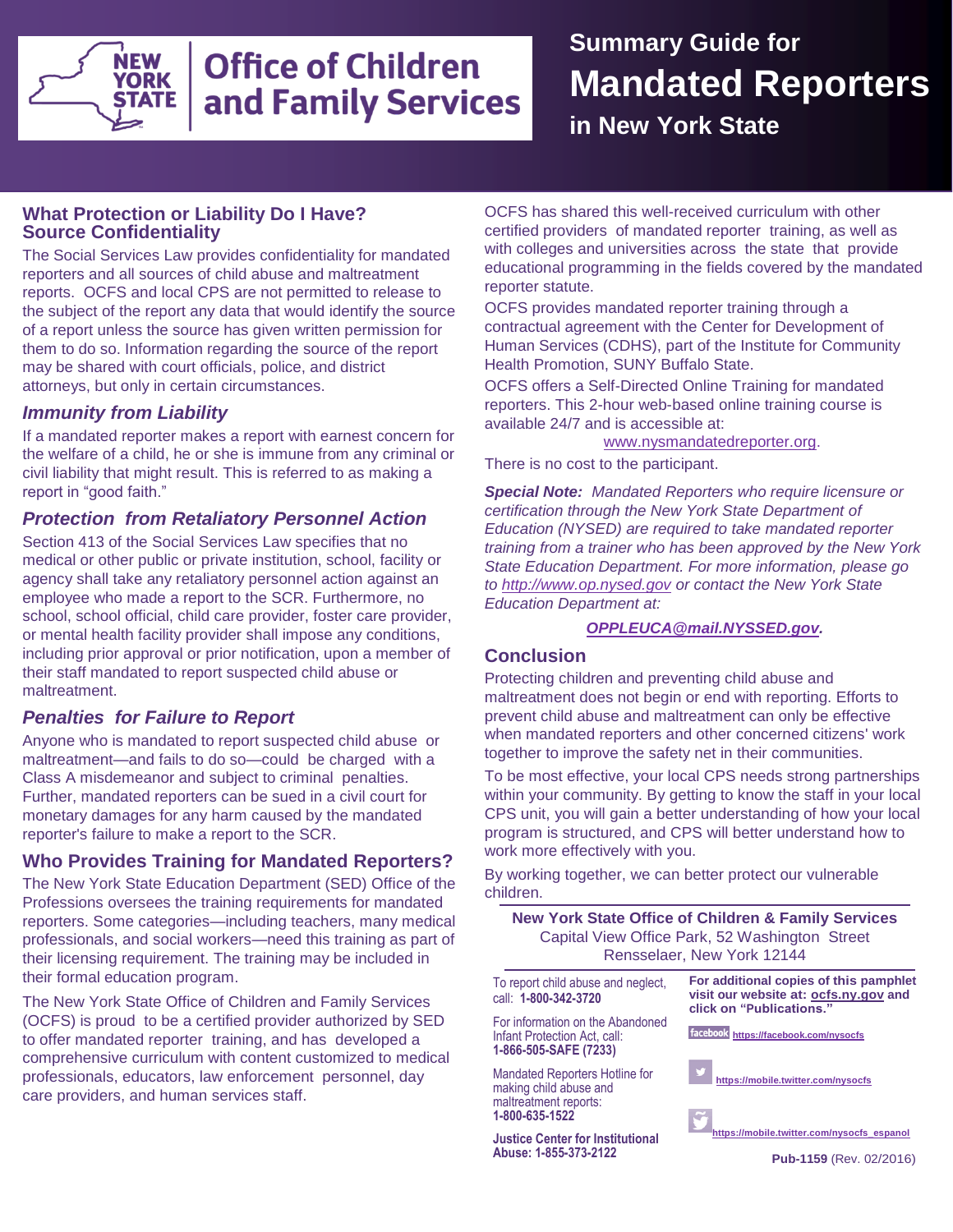**Summary Guide for**

# Mandated Reporters

**in New York State**

## What Protection or Liability Do I Have?

## Source Confidentiality

The Social Services Law provides confidentiality for mandated reporters and all sources of child abuse and maltreatment reports. OCFS and local CPS are not permitted to release to the subject of the report any data that would identify the source of a report unless the source has given written permission for them to do so. Information regarding the source of the report may be shared with court officials, police, and district attorneys, but only in certain circumstances.

### *Immunity from Liability*

If a mandated reporter makes a report with earnest concern for the welfare of a child, he or she is immune from any criminal or civil liability that might result. This is referred to as making a report in "good faith."

### *Protection from Retaliatory Personnel Action*

Section 413 of the Social Services Law specifies that no medical or other public or private institution, school, facility or agency shall take any retaliatory personnel action against an employee who made a report to the SCR. Furthermore, no school, school official, child care provider, foster care provider, or mental health facility provider shall impose any conditions, including prior approval or prior notification, upon a member of their staff mandated to report suspected child abuse or maltreatment.

### *Penalties for Failure to Report*

Anyone who is mandated to report suspected child abuse or maltreatment—and fails to do so—could be charged with a Class A misdemeanor and subject to criminal penalties. Further, mandated reporters can be sued in a civil court for monetary damages for any harm caused by the mandated reporter's failure to make a report to the SCR.

## Who Provides Training for Mandated Reporters?

The New York State Education Department (SED) Office of the Professions oversees the training requirements for mandated reporters. Some categories—including teachers, many medical professionals, and social workers—need this training as part of their licensing requirement. The training may be included in their formal education program.

The New York State Office of Children and Family Services (OCFS) is proud to be a certified provider authorized by SED to offer mandated reporter training, and has developed a comprehensive curriculum with content customized to medical professionals, educators, law enforcement personnel, day care providers, and human services staff.

OCFS has shared this well-received curriculum with other certified providers of mandated reporter training, as well as with colleges and universities across the state that provide educational programming in the fields covered by the mandated reporter statute.

OCFS provides mandated reporter training through a contractual agreement with the Center for Development of Human Services (CDHS), part of the Institute for Community Health Promotion, SUNY Buffalo State.

OCFS offers a Self-Directed Online Training for mandated reporters. This 2-hour web-based online training course is available 24/7 and is accessible at:

www.nysmandatedreporter.org.

There is no cost to the participant.

***Special Note:*** *Mandated Reporters who require licensure or certification through the New York State Department of Education (NYSED) are required to take mandated reporter training from a trainer who has been approved by the New York State Education Department. For more information, please go to http://www.op.nysed.gov or contact the New York State Education Department at:*

***OPPLEUCA@mail.NYSSED.gov.***

## Conclusion

Protecting children and preventing child abuse and maltreatment does not begin or end with reporting. Efforts to prevent child abuse and maltreatment can only be effective when mandated reporters and other concerned citizens' work together to improve the safety net in their communities.

To be most effective, your local CPS needs strong partnerships within your community. By getting to know the staff in your local CPS unit, you will gain a better understanding of how your local program is structured, and CPS will better understand how to work more effectively with you.

By working together, we can better protect our vulnerable children.

**New York State Office of Children & Family Services**
Capital View Office Park, 52 Washington Street
Rensselaer, New York 12144

To report child abuse and neglect, call: **1-800-342-3720**

For information on the Abandoned Infant Protection Act, call: **1-866-505-SAFE (7233)**

Mandated Reporters Hotline for making child abuse and maltreatment reports: **1-800-635-1522**

**Justice Center for Institutional Abuse: 1-855-373-2122**

**For additional copies of this pamphlet visit our website at: ocfs.ny.gov and click on "Publications."**

**https://facebook.com/nysocfs**

**https://mobile.twitter.com/nysocfs**

**https://mobile.twitter.com/nysocfs_espanol**

**Pub-1159** (Rev. 02/2016)